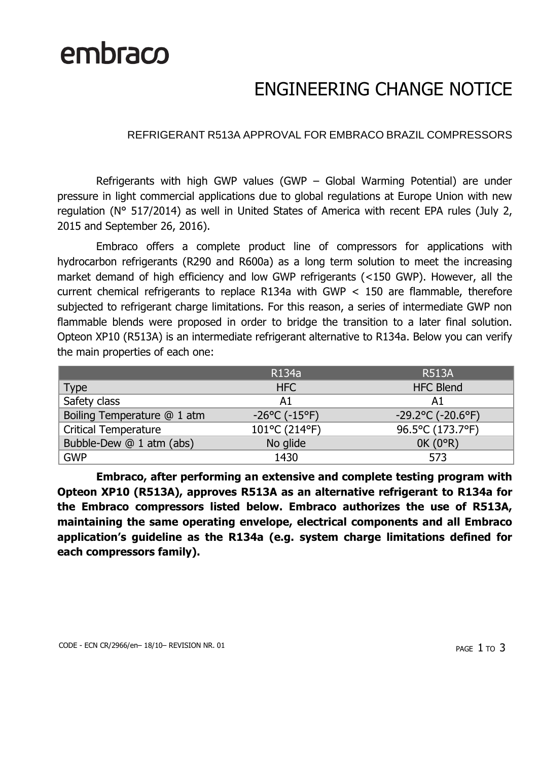embraco

# ENGINEERING CHANGE NOTICE

## REFRIGERANT R513A APPROVAL FOR EMBRACO BRAZIL COMPRESSORS

Refrigerants with high GWP values (GWP – Global Warming Potential) are under pressure in light commercial applications due to global regulations at Europe Union with new regulation (N° 517/2014) as well in United States of America with recent EPA rules (July 2, 2015 and September 26, 2016).

Embraco offers a complete product line of compressors for applications with hydrocarbon refrigerants (R290 and R600a) as a long term solution to meet the increasing market demand of high efficiency and low GWP refrigerants (<150 GWP). However, all the current chemical refrigerants to replace R134a with GWP < 150 are flammable, therefore subjected to refrigerant charge limitations. For this reason, a series of intermediate GWP non flammable blends were proposed in order to bridge the transition to a later final solution. Opteon XP10 (R513A) is an intermediate refrigerant alternative to R134a. Below you can verify the main properties of each one:

| | R134a | R513A |
|---|---|---|
| Type | HFC | HFC Blend |
| Safety class | A1 | A1 |
| Boiling Temperature @ 1 atm | -26°C (-15°F) | -29.2°C (-20.6°F) |
| Critical Temperature | 101°C (214°F) | 96.5°C (173.7°F) |
| Bubble-Dew @ 1 atm (abs) | No glide | 0K (0°R) |
| GWP | 1430 | 573 |

**Embraco, after performing an extensive and complete testing program with Opteon XP10 (R513A), approves R513A as an alternative refrigerant to R134a for the Embraco compressors listed below. Embraco authorizes the use of R513A, maintaining the same operating envelope, electrical components and all Embraco application's guideline as the R134a (e.g. system charge limitations defined for each compressors family).**

CODE - ECN CR/2966/en– 18/10– REVISION NR. 01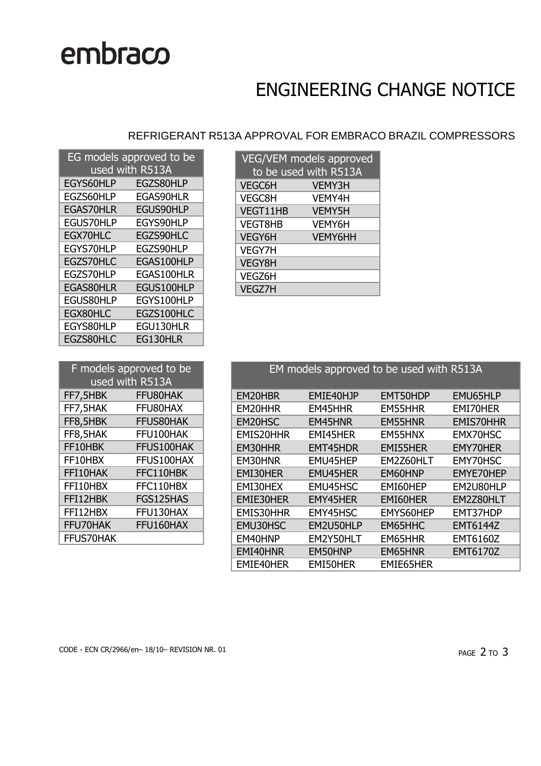# ENGINEERING CHANGE NOTICE

REFRIGERANT R513A APPROVAL FOR EMBRACO BRAZIL COMPRESSORS

| EG models approved to be used with R513A | |
|---|---|
| EGYS60HLP | EGZS80HLP |
| EGZS60HLP | EGAS90HLR |
| EGAS70HLR | EGUS90HLP |
| EGUS70HLP | EGYS90HLP |
| EGX70HLC | EGZS90HLC |
| EGYS70HLP | EGZS90HLP |
| EGZS70HLC | EGAS100HLP |
| EGZS70HLP | EGAS100HLR |
| EGAS80HLR | EGUS100HLP |
| EGUS80HLP | EGYS100HLP |
| EGX80HLC | EGZS100HLC |
| EGYS80HLP | EGU130HLR |
| EGZS80HLC | EG130HLR |

| VEG/VEM models approved to be used with R513A | |
|---|---|
| VEGC6H | VEMY3H |
| VEGC8H | VEMY4H |
| VEGT11HB | VEMY5H |
| VEGT8HB | VEMY6H |
| VEGY6H | VEMY6HH |
| VEGY7H | |
| VEGY8H | |
| VEGZ6H | |
| VEGZ7H | |

| F models approved to be used with R513A | |
|---|---|
| FF7,5HBK | FFU80HAK |
| FF7,5HAK | FFU80HAX |
| FF8,5HBK | FFUS80HAK |
| FF8,5HAK | FFU100HAK |
| FF10HBK | FFUS100HAK |
| FF10HBX | FFUS100HAX |
| FFI10HAK | FFC110HBK |
| FFI10HBX | FFC110HBX |
| FFI12HBK | FGS125HAS |
| FFI12HBX | FFU130HAX |
| FFU70HAK | FFU160HAX |
| FFUS70HAK | |

| EM models approved to be used with R513A | | | |
|---|---|---|---|
| EM20HBR | EMIE40HJP | EMT50HDP | EMU65HLP |
| EM20HHR | EM45HHR | EM55HHR | EMI70HER |
| EM20HSC | EM45HNR | EM55HNR | EMIS70HHR |
| EMIS20HHR | EMI45HER | EM55HNX | EMX70HSC |
| EM30HHR | EMT45HDR | EMI55HER | EMY70HER |
| EM30HNR | EMU45HEP | EM2Z60HLT | EMY70HSC |
| EMI30HER | EMU45HER | EM60HNP | EMYE70HEP |
| EMI30HEX | EMU45HSC | EMI60HEP | EM2U80HLP |
| EMIE30HER | EMY45HER | EMI60HER | EM2Z80HLT |
| EMIS30HHR | EMY45HSC | EMYS60HEP | EMT37HDP |
| EMU30HSC | EM2U50HLP | EM65HHC | EMT6144Z |
| EM40HNP | EM2Y50HLT | EM65HHR | EMT6160Z |
| EMI40HNR | EM50HNP | EM65HNR | EMT6170Z |
| EMIE40HER | EMI50HER | EMIE65HER | |

CODE - ECN CR/2966/en– 18/10– REVISION NR. 01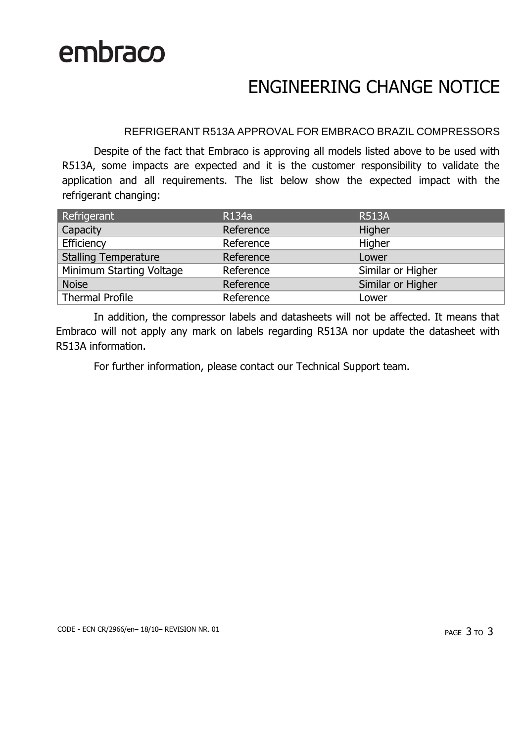# ENGINEERING CHANGE NOTICE

## REFRIGERANT R513A APPROVAL FOR EMBRACO BRAZIL COMPRESSORS

Despite of the fact that Embraco is approving all models listed above to be used with R513A, some impacts are expected and it is the customer responsibility to validate the application and all requirements. The list below show the expected impact with the refrigerant changing:

| Refrigerant | R134a | R513A |
|---|---|---|
| Capacity | Reference | Higher |
| Efficiency | Reference | Higher |
| Stalling Temperature | Reference | Lower |
| Minimum Starting Voltage | Reference | Similar or Higher |
| Noise | Reference | Similar or Higher |
| Thermal Profile | Reference | Lower |

In addition, the compressor labels and datasheets will not be affected. It means that Embraco will not apply any mark on labels regarding R513A nor update the datasheet with R513A information.

For further information, please contact our Technical Support team.

CODE - ECN CR/2966/en– 18/10– REVISION NR. 01